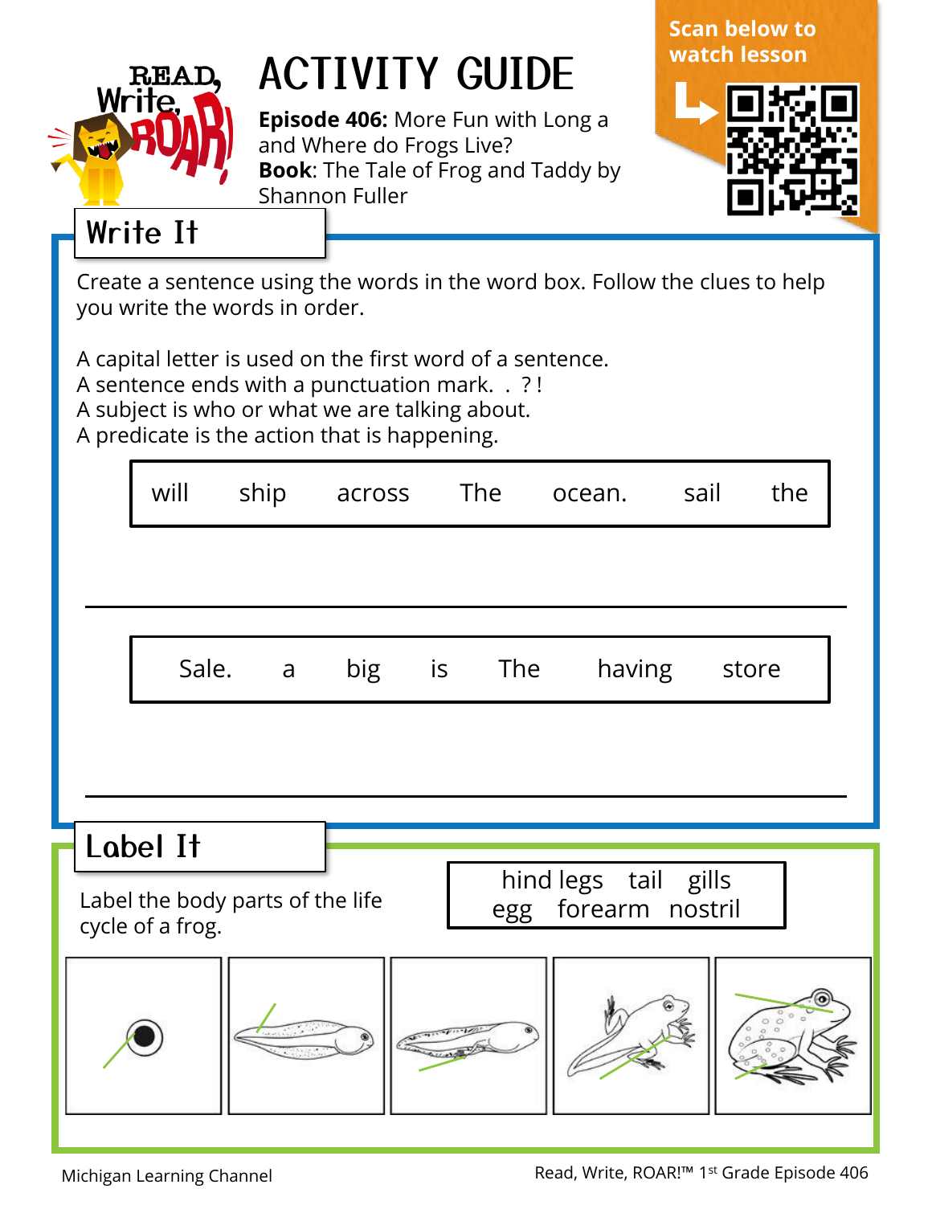READ, Write, ROAR!

# ACTIVITY GUIDE

**Episode 406:** More Fun with Long a and Where do Frogs Live?
**Book**: The Tale of Frog and Taddy by Shannon Fuller

Scan below to watch lesson

## Write It

Create a sentence using the words in the word box. Follow the clues to help you write the words in order.

A capital letter is used on the first word of a sentence.
A sentence ends with a punctuation mark. . ? !
A subject is who or what we are talking about.
A predicate is the action that is happening.

| will | ship | across | The | ocean. | sail | the |
|---|---|---|---|---|---|---|

___________________________________________

| Sale. | a | big | is | The | having | store |
|---|---|---|---|---|---|---|

___________________________________________

## Label It

Label the body parts of the life cycle of a frog.

| hind legs | tail | gills |
|---|---|---|
| egg | forearm | nostril |

Michigan Learning Channel

Read, Write, ROAR!™ 1st Grade Episode 406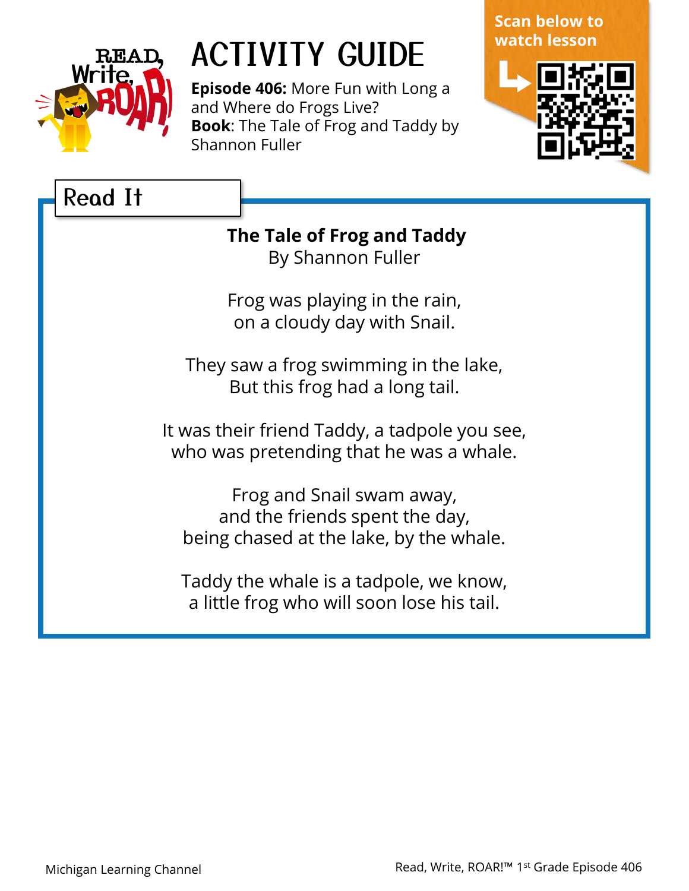# ACTIVITY GUIDE

**Episode 406:** More Fun with Long a and Where do Frogs Live?
**Book**: The Tale of Frog and Taddy by Shannon Fuller

Scan below to watch lesson

## Read It

**The Tale of Frog and Taddy**
By Shannon Fuller

Frog was playing in the rain,
on a cloudy day with Snail.

They saw a frog swimming in the lake,
But this frog had a long tail.

It was their friend Taddy, a tadpole you see,
who was pretending that he was a whale.

Frog and Snail swam away,
and the friends spent the day,
being chased at the lake, by the whale.

Taddy the whale is a tadpole, we know,
a little frog who will soon lose his tail.